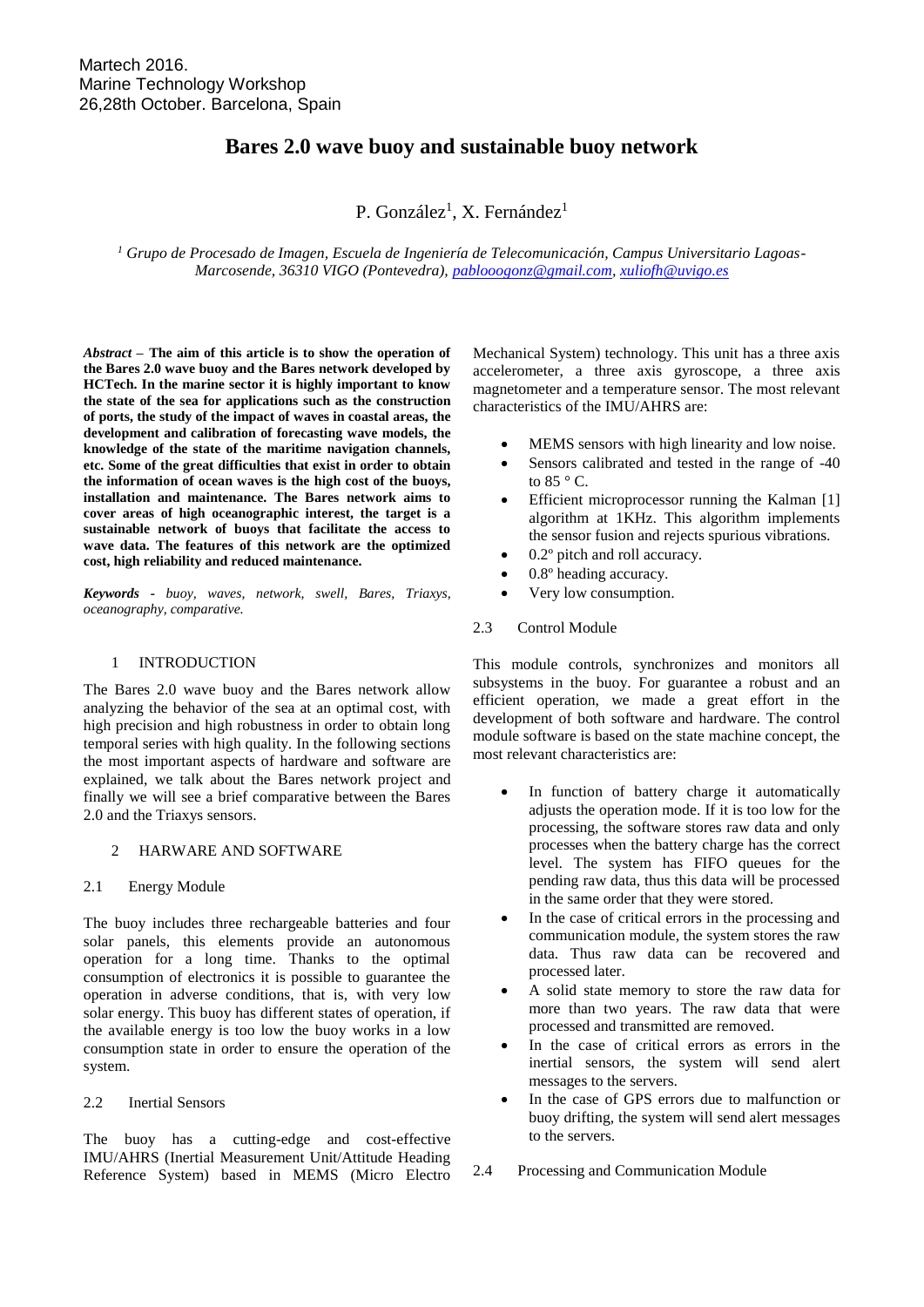Martech 2016.
Marine Technology Workshop
26,28th October. Barcelona, Spain

# Bares 2.0 wave buoy and sustainable buoy network

P. González[1], X. Fernández[1]

[1] *Grupo de Procesado de Imagen, Escuela de Ingeniería de Telecomunicación, Campus Universitario Lagoas-Marcosende, 36310 VIGO (Pontevedra), pablooogonz@gmail.com, xuliofh@uvigo.es*

***Abstract* – The aim of this article is to show the operation of the Bares 2.0 wave buoy and the Bares network developed by HCTech. In the marine sector it is highly important to know the state of the sea for applications such as the construction of ports, the study of the impact of waves in coastal areas, the development and calibration of forecasting wave models, the knowledge of the state of the maritime navigation channels, etc. Some of the great difficulties that exist in order to obtain the information of ocean waves is the high cost of the buoys, installation and maintenance. The Bares network aims to cover areas of high oceanographic interest, the target is a sustainable network of buoys that facilitate the access to wave data. The features of this network are the optimized cost, high reliability and reduced maintenance.**

***Keywords** - buoy, waves, network, swell, Bares, Triaxys, oceanography, comparative.*

## 1 INTRODUCTION

The Bares 2.0 wave buoy and the Bares network allow analyzing the behavior of the sea at an optimal cost, with high precision and high robustness in order to obtain long temporal series with high quality. In the following sections the most important aspects of hardware and software are explained, we talk about the Bares network project and finally we will see a brief comparative between the Bares 2.0 and the Triaxys sensors.

## 2 HARWARE AND SOFTWARE

### 2.1 Energy Module

The buoy includes three rechargeable batteries and four solar panels, this elements provide an autonomous operation for a long time. Thanks to the optimal consumption of electronics it is possible to guarantee the operation in adverse conditions, that is, with very low solar energy. This buoy has different states of operation, if the available energy is too low the buoy works in a low consumption state in order to ensure the operation of the system.

### 2.2 Inertial Sensors

The buoy has a cutting-edge and cost-effective IMU/AHRS (Inertial Measurement Unit/Attitude Heading Reference System) based in MEMS (Micro Electro Mechanical System) technology. This unit has a three axis accelerometer, a three axis gyroscope, a three axis magnetometer and a temperature sensor. The most relevant characteristics of the IMU/AHRS are:

- MEMS sensors with high linearity and low noise.
- Sensors calibrated and tested in the range of -40 to 85 ° C.
- Efficient microprocessor running the Kalman [1] algorithm at 1KHz. This algorithm implements the sensor fusion and rejects spurious vibrations.
- 0.2º pitch and roll accuracy.
- 0.8º heading accuracy.
- Very low consumption.

### 2.3 Control Module

This module controls, synchronizes and monitors all subsystems in the buoy. For guarantee a robust and an efficient operation, we made a great effort in the development of both software and hardware. The control module software is based on the state machine concept, the most relevant characteristics are:

- In function of battery charge it automatically adjusts the operation mode. If it is too low for the processing, the software stores raw data and only processes when the battery charge has the correct level. The system has FIFO queues for the pending raw data, thus this data will be processed in the same order that they were stored.
- In the case of critical errors in the processing and communication module, the system stores the raw data. Thus raw data can be recovered and processed later.
- A solid state memory to store the raw data for more than two years. The raw data that were processed and transmitted are removed.
- In the case of critical errors as errors in the inertial sensors, the system will send alert messages to the servers.
- In the case of GPS errors due to malfunction or buoy drifting, the system will send alert messages to the servers.

### 2.4 Processing and Communication Module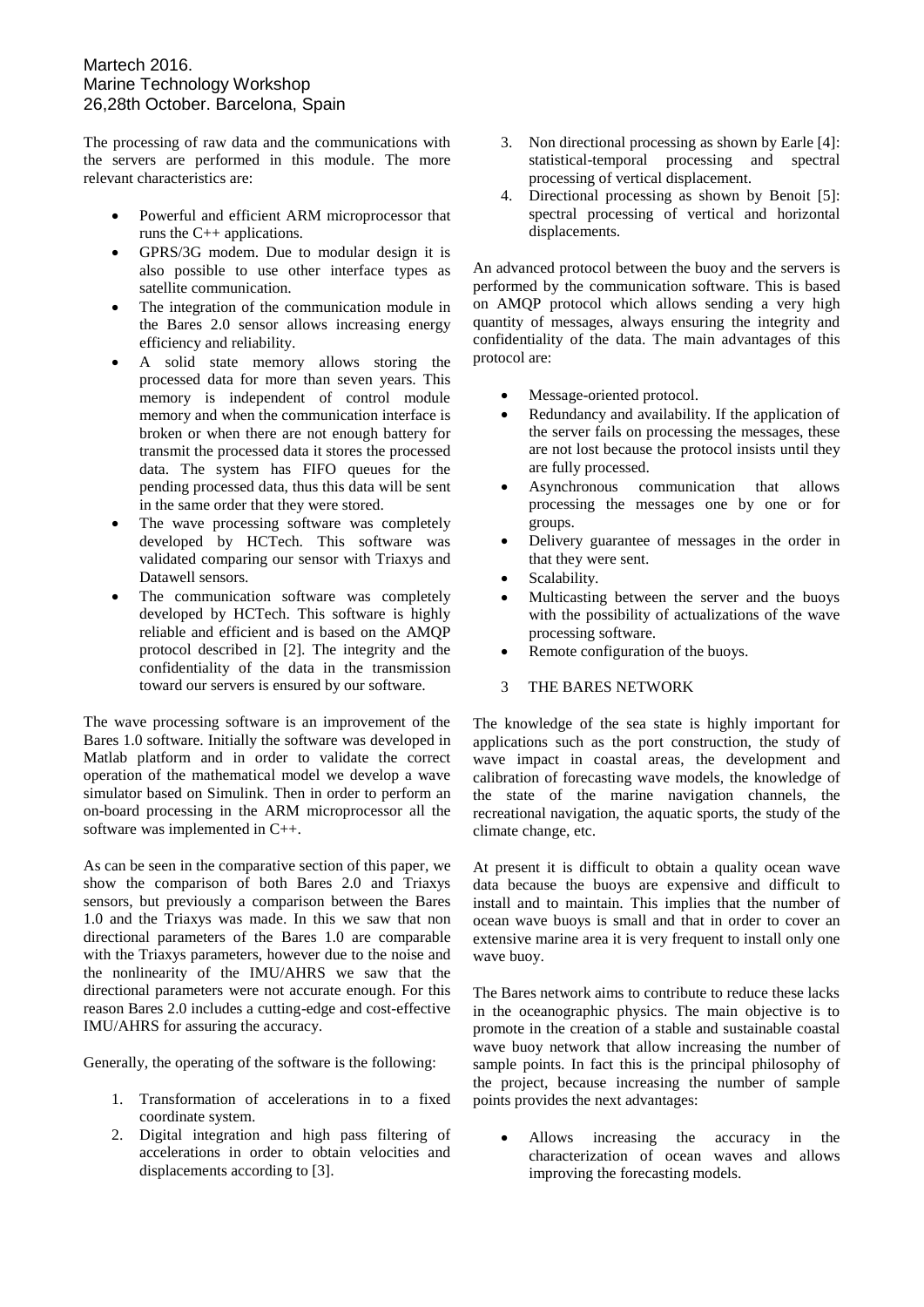The processing of raw data and the communications with the servers are performed in this module. The more relevant characteristics are:

- Powerful and efficient ARM microprocessor that runs the C++ applications.
- GPRS/3G modem. Due to modular design it is also possible to use other interface types as satellite communication.
- The integration of the communication module in the Bares 2.0 sensor allows increasing energy efficiency and reliability.
- A solid state memory allows storing the processed data for more than seven years. This memory is independent of control module memory and when the communication interface is broken or when there are not enough battery for transmit the processed data it stores the processed data. The system has FIFO queues for the pending processed data, thus this data will be sent in the same order that they were stored.
- The wave processing software was completely developed by HCTech. This software was validated comparing our sensor with Triaxys and Datawell sensors.
- The communication software was completely developed by HCTech. This software is highly reliable and efficient and is based on the AMQP protocol described in [2]. The integrity and the confidentiality of the data in the transmission toward our servers is ensured by our software.

The wave processing software is an improvement of the Bares 1.0 software. Initially the software was developed in Matlab platform and in order to validate the correct operation of the mathematical model we develop a wave simulator based on Simulink. Then in order to perform an on-board processing in the ARM microprocessor all the software was implemented in C++.

As can be seen in the comparative section of this paper, we show the comparison of both Bares 2.0 and Triaxys sensors, but previously a comparison between the Bares 1.0 and the Triaxys was made. In this we saw that non directional parameters of the Bares 1.0 are comparable with the Triaxys parameters, however due to the noise and the nonlinearity of the IMU/AHRS we saw that the directional parameters were not accurate enough. For this reason Bares 2.0 includes a cutting-edge and cost-effective IMU/AHRS for assuring the accuracy.

Generally, the operating of the software is the following:

1. Transformation of accelerations in to a fixed coordinate system.
2. Digital integration and high pass filtering of accelerations in order to obtain velocities and displacements according to [3].
3. Non directional processing as shown by Earle [4]: statistical-temporal processing and spectral processing of vertical displacement.
4. Directional processing as shown by Benoit [5]: spectral processing of vertical and horizontal displacements.

An advanced protocol between the buoy and the servers is performed by the communication software. This is based on AMQP protocol which allows sending a very high quantity of messages, always ensuring the integrity and confidentiality of the data. The main advantages of this protocol are:

- Message-oriented protocol.
- Redundancy and availability. If the application of the server fails on processing the messages, these are not lost because the protocol insists until they are fully processed.
- Asynchronous communication that allows processing the messages one by one or for groups.
- Delivery guarantee of messages in the order in that they were sent.
- Scalability.
- Multicasting between the server and the buoys with the possibility of actualizations of the wave processing software.
- Remote configuration of the buoys.

## 3 THE BARES NETWORK

The knowledge of the sea state is highly important for applications such as the port construction, the study of wave impact in coastal areas, the development and calibration of forecasting wave models, the knowledge of the state of the marine navigation channels, the recreational navigation, the aquatic sports, the study of the climate change, etc.

At present it is difficult to obtain a quality ocean wave data because the buoys are expensive and difficult to install and to maintain. This implies that the number of ocean wave buoys is small and that in order to cover an extensive marine area it is very frequent to install only one wave buoy.

The Bares network aims to contribute to reduce these lacks in the oceanographic physics. The main objective is to promote in the creation of a stable and sustainable coastal wave buoy network that allow increasing the number of sample points. In fact this is the principal philosophy of the project, because increasing the number of sample points provides the next advantages:

- Allows increasing the accuracy in the characterization of ocean waves and allows improving the forecasting models.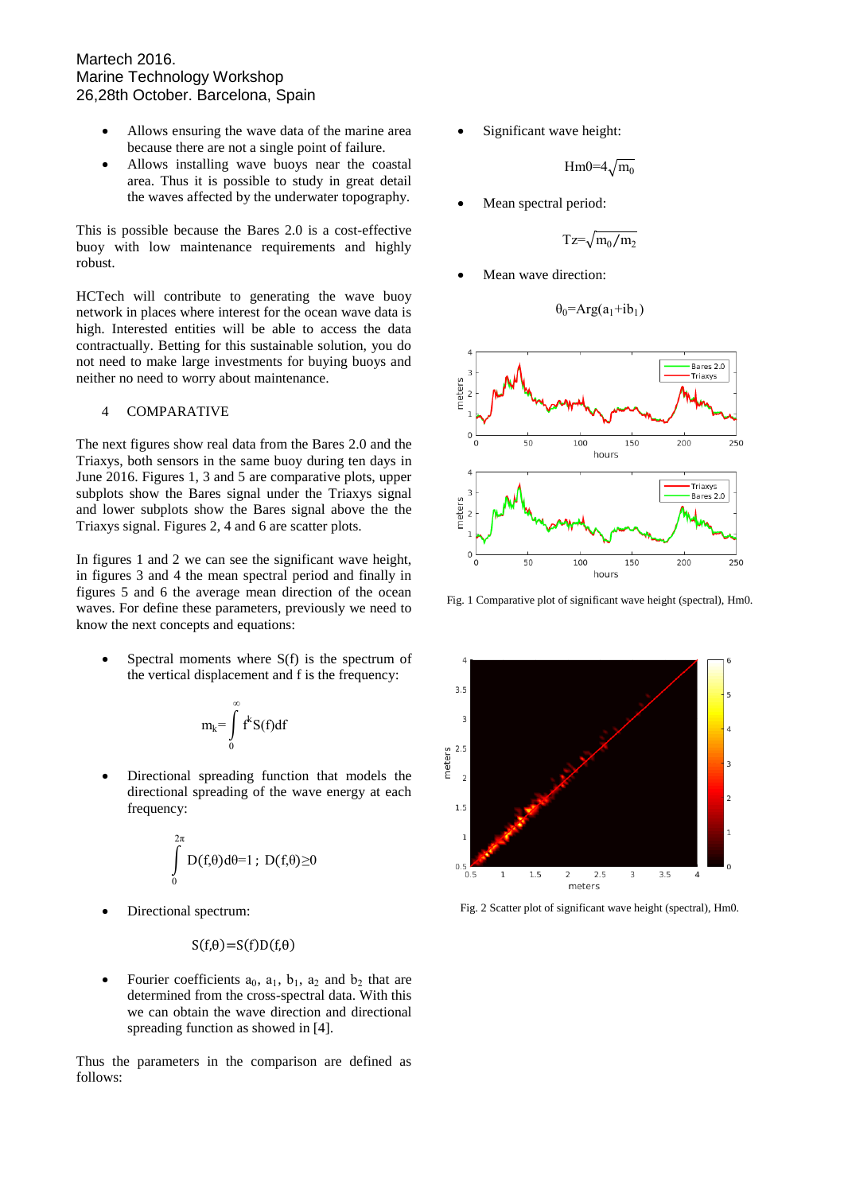- Allows ensuring the wave data of the marine area because there are not a single point of failure.
- Allows installing wave buoys near the coastal area. Thus it is possible to study in great detail the waves affected by the underwater topography.

This is possible because the Bares 2.0 is a cost-effective buoy with low maintenance requirements and highly robust.

HCTech will contribute to generating the wave buoy network in places where interest for the ocean wave data is high. Interested entities will be able to access the data contractually. Betting for this sustainable solution, you do not need to make large investments for buying buoys and neither no need to worry about maintenance.

## 4 COMPARATIVE

The next figures show real data from the Bares 2.0 and the Triaxys, both sensors in the same buoy during ten days in June 2016. Figures 1, 3 and 5 are comparative plots, upper subplots show the Bares signal under the Triaxys signal and lower subplots show the Bares signal above the the Triaxys signal. Figures 2, 4 and 6 are scatter plots.

In figures 1 and 2 we can see the significant wave height, in figures 3 and 4 the mean spectral period and finally in figures 5 and 6 the average mean direction of the ocean waves. For define these parameters, previously we need to know the next concepts and equations:

- Spectral moments where S(f) is the spectrum of the vertical displacement and f is the frequency:

$$m_k = \int_0^{\infty} f^k S(f) df$$

- Directional spreading function that models the directional spreading of the wave energy at each frequency:

$$\int_0^{2\pi} D(f,\theta) d\theta = 1 \ ; \ D(f,\theta) \geq 0$$

- Directional spectrum:

$$S(f,\theta) = S(f) D(f,\theta)$$

- Fourier coefficients $a_0$, $a_1$, $b_1$, $a_2$ and $b_2$ that are determined from the cross-spectral data. With this we can obtain the wave direction and directional spreading function as showed in [4].

Thus the parameters in the comparison are defined as follows:

- Significant wave height:

$$Hm0 = 4\sqrt{m_0}$$

- Mean spectral period:

$$Tz = \sqrt{m_0 / m_2}$$

- Mean wave direction:

$$\theta_0 = Arg(a_1 + ib_1)$$

Fig. 1 Comparative plot of significant wave height (spectral), Hm0.

Fig. 2 Scatter plot of significant wave height (spectral), Hm0.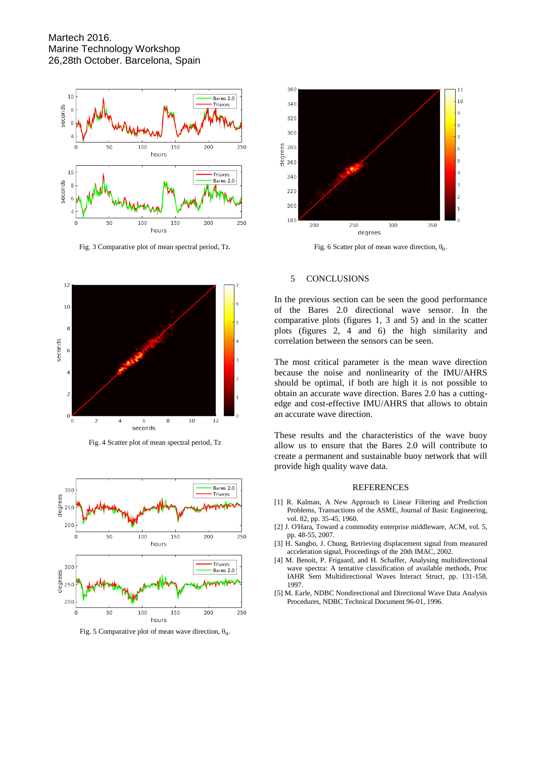10
8
6
4
0 50 100 150 200 250
hours
seconds
Bares 2.0
Triaxys

10
8
6
4
0 50 100 150 200 250
hours
seconds
Triaxys
Bares 2.0

Fig. 3 Comparative plot of mean spectral period, Tz.

12
10
8
6
4
2
0
0 2 4 6 8 10 12
seconds
seconds
7
6
5
4
3
2
1
0

Fig. 4 Scatter plot of mean spectral period, Tz

300
250
200
0 50 100 150 200 250
hours
degrees
Bares 2.0
Triaxys

300
250
200
0 50 100 150 200 250
hours
degrees
Triaxys
Bares 2.0

Fig. 5 Comparative plot of mean wave direction, $\theta_0$.

360
340
320
300
280
260
240
220
200
180
200 250 300 350
degrees
degrees
11
10
9
8
7
6
5
4
3
2
1
0

Fig. 6 Scatter plot of mean wave direction, $\theta_0$.

## 5 CONCLUSIONS

In the previous section can be seen the good performance of the Bares 2.0 directional wave sensor. In the comparative plots (figures 1, 3 and 5) and in the scatter plots (figures 2, 4 and 6) the high similarity and correlation between the sensors can be seen.

The most critical parameter is the mean wave direction because the noise and nonlinearity of the IMU/AHRS should be optimal, if both are high it is not possible to obtain an accurate wave direction. Bares 2.0 has a cutting-edge and cost-effective IMU/AHRS that allows to obtain an accurate wave direction.

These results and the characteristics of the wave buoy allow us to ensure that the Bares 2.0 will contribute to create a permanent and sustainable buoy network that will provide high quality wave data.

## REFERENCES

[1] R. Kalman, A New Approach to Linear Filtering and Prediction Problems, Transactions of the ASME, Journal of Basic Engineering, vol. 82, pp. 35-45, 1960.

[2] J. O'Hara, Toward a commodity enterprise middleware, ACM, vol. 5, pp. 48-55, 2007.

[3] H. Sangbo, J. Chung, Retrieving displacement signal from measured acceleration signal, Proceedings of the 20th IMAC, 2002.

[4] M. Benoit, P. Frigaard, and H. Schaffer, Analysing multidirectional wave spectra: A tentative classification of available methods, Proc IAHR Sem Multidirectional Waves Interact Struct, pp. 131-158, 1997.

[5] M. Earle, NDBC Nondirectional and Directional Wave Data Analysis Procedures, NDBC Technical Document 96-01, 1996.